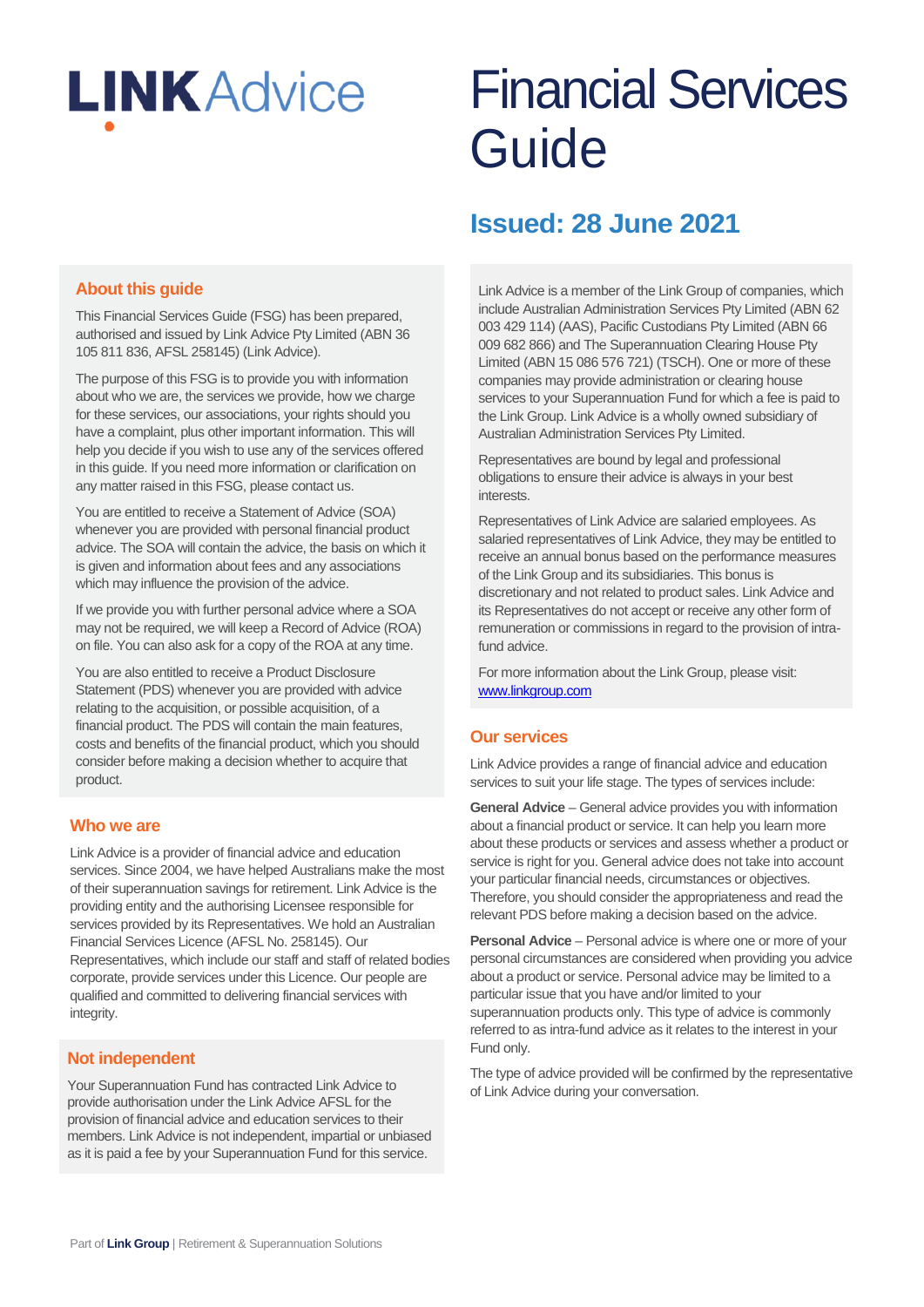LINK Advice

# Financial Services Guide

## Issued: 28 June 2021

### About this guide

This Financial Services Guide (FSG) has been prepared, authorised and issued by Link Advice Pty Limited (ABN 36 105 811 836, AFSL 258145) (Link Advice).

The purpose of this FSG is to provide you with information about who we are, the services we provide, how we charge for these services, our associations, your rights should you have a complaint, plus other important information. This will help you decide if you wish to use any of the services offered in this guide. If you need more information or clarification on any matter raised in this FSG, please contact us.

You are entitled to receive a Statement of Advice (SOA) whenever you are provided with personal financial product advice. The SOA will contain the advice, the basis on which it is given and information about fees and any associations which may influence the provision of the advice.

If we provide you with further personal advice where a SOA may not be required, we will keep a Record of Advice (ROA) on file. You can also ask for a copy of the ROA at any time.

You are also entitled to receive a Product Disclosure Statement (PDS) whenever you are provided with advice relating to the acquisition, or possible acquisition, of a financial product. The PDS will contain the main features, costs and benefits of the financial product, which you should consider before making a decision whether to acquire that product.

### Who we are

Link Advice is a provider of financial advice and education services. Since 2004, we have helped Australians make the most of their superannuation savings for retirement. Link Advice is the providing entity and the authorising Licensee responsible for services provided by its Representatives. We hold an Australian Financial Services Licence (AFSL No. 258145). Our Representatives, which include our staff and staff of related bodies corporate, provide services under this Licence. Our people are qualified and committed to delivering financial services with integrity.

### Not independent

Your Superannuation Fund has contracted Link Advice to provide authorisation under the Link Advice AFSL for the provision of financial advice and education services to their members. Link Advice is not independent, impartial or unbiased as it is paid a fee by your Superannuation Fund for this service.

Link Advice is a member of the Link Group of companies, which include Australian Administration Services Pty Limited (ABN 62 003 429 114) (AAS), Pacific Custodians Pty Limited (ABN 66 009 682 866) and The Superannuation Clearing House Pty Limited (ABN 15 086 576 721) (TSCH). One or more of these companies may provide administration or clearing house services to your Superannuation Fund for which a fee is paid to the Link Group. Link Advice is a wholly owned subsidiary of Australian Administration Services Pty Limited.

Representatives are bound by legal and professional obligations to ensure their advice is always in your best interests.

Representatives of Link Advice are salaried employees. As salaried representatives of Link Advice, they may be entitled to receive an annual bonus based on the performance measures of the Link Group and its subsidiaries. This bonus is discretionary and not related to product sales. Link Advice and its Representatives do not accept or receive any other form of remuneration or commissions in regard to the provision of intra-fund advice.

For more information about the Link Group, please visit: www.linkgroup.com

### Our services

Link Advice provides a range of financial advice and education services to suit your life stage. The types of services include:

**General Advice** – General advice provides you with information about a financial product or service. It can help you learn more about these products or services and assess whether a product or service is right for you. General advice does not take into account your particular financial needs, circumstances or objectives. Therefore, you should consider the appropriateness and read the relevant PDS before making a decision based on the advice.

**Personal Advice** – Personal advice is where one or more of your personal circumstances are considered when providing you advice about a product or service. Personal advice may be limited to a particular issue that you have and/or limited to your superannuation products only. This type of advice is commonly referred to as intra-fund advice as it relates to the interest in your Fund only.

The type of advice provided will be confirmed by the representative of Link Advice during your conversation.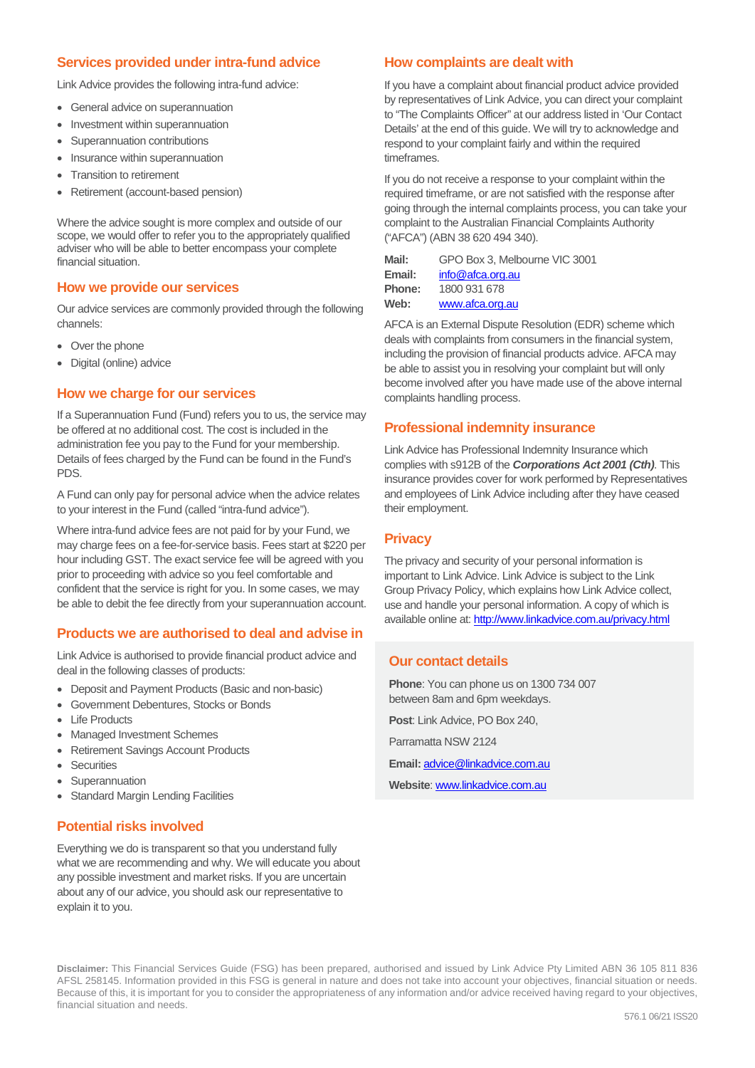## Services provided under intra-fund advice

Link Advice provides the following intra-fund advice:

- General advice on superannuation
- Investment within superannuation
- Superannuation contributions
- Insurance within superannuation
- Transition to retirement
- Retirement (account-based pension)

Where the advice sought is more complex and outside of our scope, we would offer to refer you to the appropriately qualified adviser who will be able to better encompass your complete financial situation.

## How we provide our services

Our advice services are commonly provided through the following channels:

- Over the phone
- Digital (online) advice

## How we charge for our services

If a Superannuation Fund (Fund) refers you to us, the service may be offered at no additional cost. The cost is included in the administration fee you pay to the Fund for your membership. Details of fees charged by the Fund can be found in the Fund's PDS.

A Fund can only pay for personal advice when the advice relates to your interest in the Fund (called "intra-fund advice").

Where intra-fund advice fees are not paid for by your Fund, we may charge fees on a fee-for-service basis. Fees start at $220 per hour including GST. The exact service fee will be agreed with you prior to proceeding with advice so you feel comfortable and confident that the service is right for you. In some cases, we may be able to debit the fee directly from your superannuation account.

## Products we are authorised to deal and advise in

Link Advice is authorised to provide financial product advice and deal in the following classes of products:

- Deposit and Payment Products (Basic and non-basic)
- Government Debentures, Stocks or Bonds
- Life Products
- Managed Investment Schemes
- Retirement Savings Account Products
- Securities
- Superannuation
- Standard Margin Lending Facilities

## Potential risks involved

Everything we do is transparent so that you understand fully what we are recommending and why. We will educate you about any possible investment and market risks. If you are uncertain about any of our advice, you should ask our representative to explain it to you.

## How complaints are dealt with

If you have a complaint about financial product advice provided by representatives of Link Advice, you can direct your complaint to "The Complaints Officer" at our address listed in 'Our Contact Details' at the end of this guide. We will try to acknowledge and respond to your complaint fairly and within the required timeframes.

If you do not receive a response to your complaint within the required timeframe, or are not satisfied with the response after going through the internal complaints process, you can take your complaint to the Australian Financial Complaints Authority ("AFCA") (ABN 38 620 494 340).

**Mail:** GPO Box 3, Melbourne VIC 3001
**Email:** info@afca.org.au
**Phone:** 1800 931 678
**Web:** www.afca.org.au

AFCA is an External Dispute Resolution (EDR) scheme which deals with complaints from consumers in the financial system, including the provision of financial products advice. AFCA may be able to assist you in resolving your complaint but will only become involved after you have made use of the above internal complaints handling process.

## Professional indemnity insurance

Link Advice has Professional Indemnity Insurance which complies with s912B of the ***Corporations Act 2001 (Cth)***. This insurance provides cover for work performed by Representatives and employees of Link Advice including after they have ceased their employment.

## Privacy

The privacy and security of your personal information is important to Link Advice. Link Advice is subject to the Link Group Privacy Policy, which explains how Link Advice collect, use and handle your personal information. A copy of which is available online at: http://www.linkadvice.com.au/privacy.html

## Our contact details

**Phone**: You can phone us on 1300 734 007 between 8am and 6pm weekdays.

**Post**: Link Advice, PO Box 240,

Parramatta NSW 2124

**Email:** advice@linkadvice.com.au

**Website**: www.linkadvice.com.au

**Disclaimer:** This Financial Services Guide (FSG) has been prepared, authorised and issued by Link Advice Pty Limited ABN 36 105 811 836 AFSL 258145. Information provided in this FSG is general in nature and does not take into account your objectives, financial situation or needs. Because of this, it is important for you to consider the appropriateness of any information and/or advice received having regard to your objectives, financial situation and needs.

576.1 06/21 ISS20